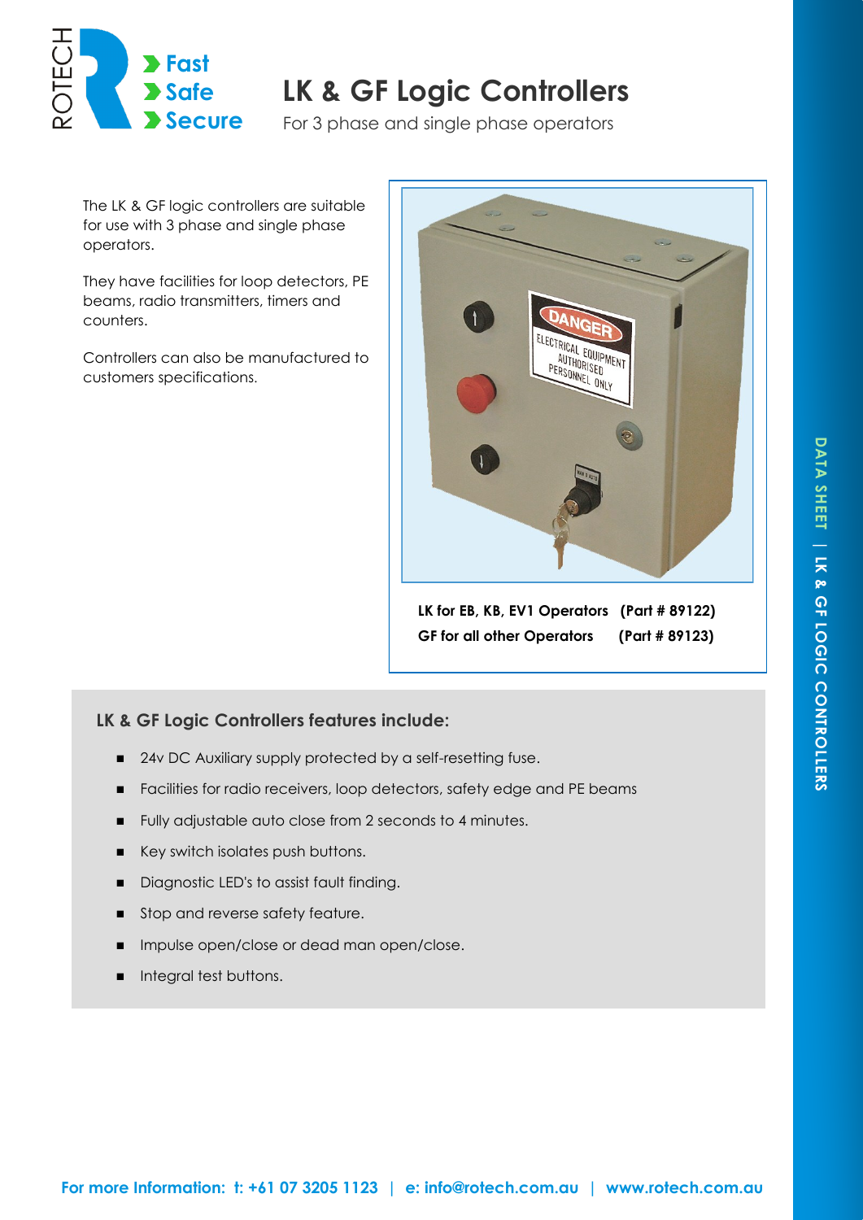ROTECH

**Fast**
**Safe**
**Secure**

# LK & GF Logic Controllers

For 3 phase and single phase operators

The LK & GF logic controllers are suitable for use with 3 phase and single phase operators.

They have facilities for loop detectors, PE beams, radio transmitters, timers and counters.

Controllers can also be manufactured to customers specifications.

**LK for EB, KB, EV1 Operators (Part # 89122)**
**GF for all other Operators (Part # 89123)**

### LK & GF Logic Controllers features include:

- 24v DC Auxiliary supply protected by a self-resetting fuse.
- Facilities for radio receivers, loop detectors, safety edge and PE beams
- Fully adjustable auto close from 2 seconds to 4 minutes.
- Key switch isolates push buttons.
- Diagnostic LED's to assist fault finding.
- Stop and reverse safety feature.
- Impulse open/close or dead man open/close.
- Integral test buttons.

**For more Information: t: +61 07 3205 1123 | e: info@rotech.com.au | www.rotech.com.au**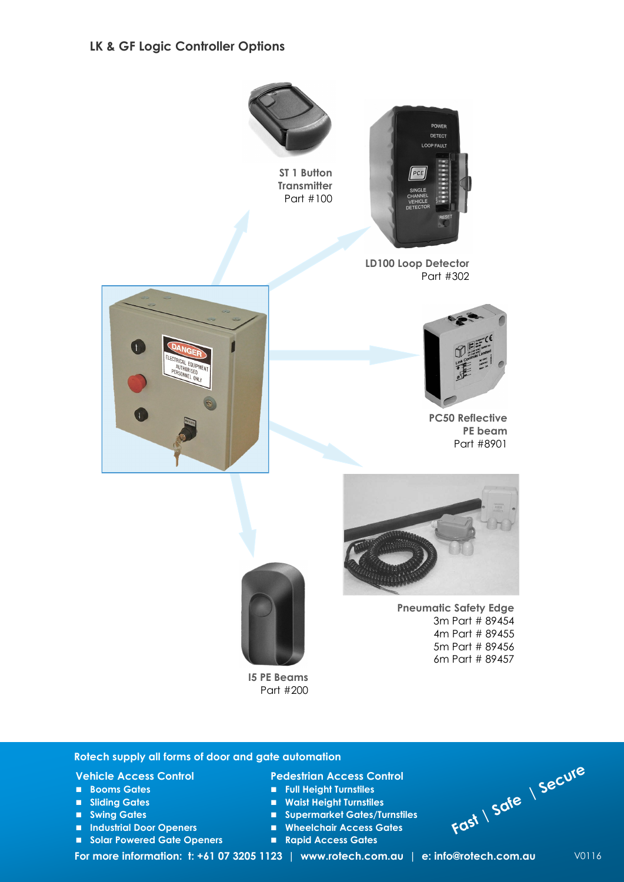## LK & GF Logic Controller Options

**ST 1 Button Transmitter**
Part #100

**LD100 Loop Detector**
Part #302

**PC50 Reflective PE beam**
Part #8901

**Pneumatic Safety Edge**
3m Part # 89454
4m Part # 89455
5m Part # 89456
6m Part # 89457

**I5 PE Beams**
Part #200

**Rotech supply all forms of door and gate automation**

**Vehicle Access Control**

- Booms Gates
- Sliding Gates
- Swing Gates
- Industrial Door Openers
- Solar Powered Gate Openers

**Pedestrian Access Control**

- Full Height Turnstiles
- Waist Height Turnstiles
- Supermarket Gates/Turnstiles
- Wheelchair Access Gates
- Rapid Access Gates

Fast | Safe | Secure

**For more information: t: +61 07 3205 1123 | www.rotech.com.au | e: info@rotech.com.au**

V0116